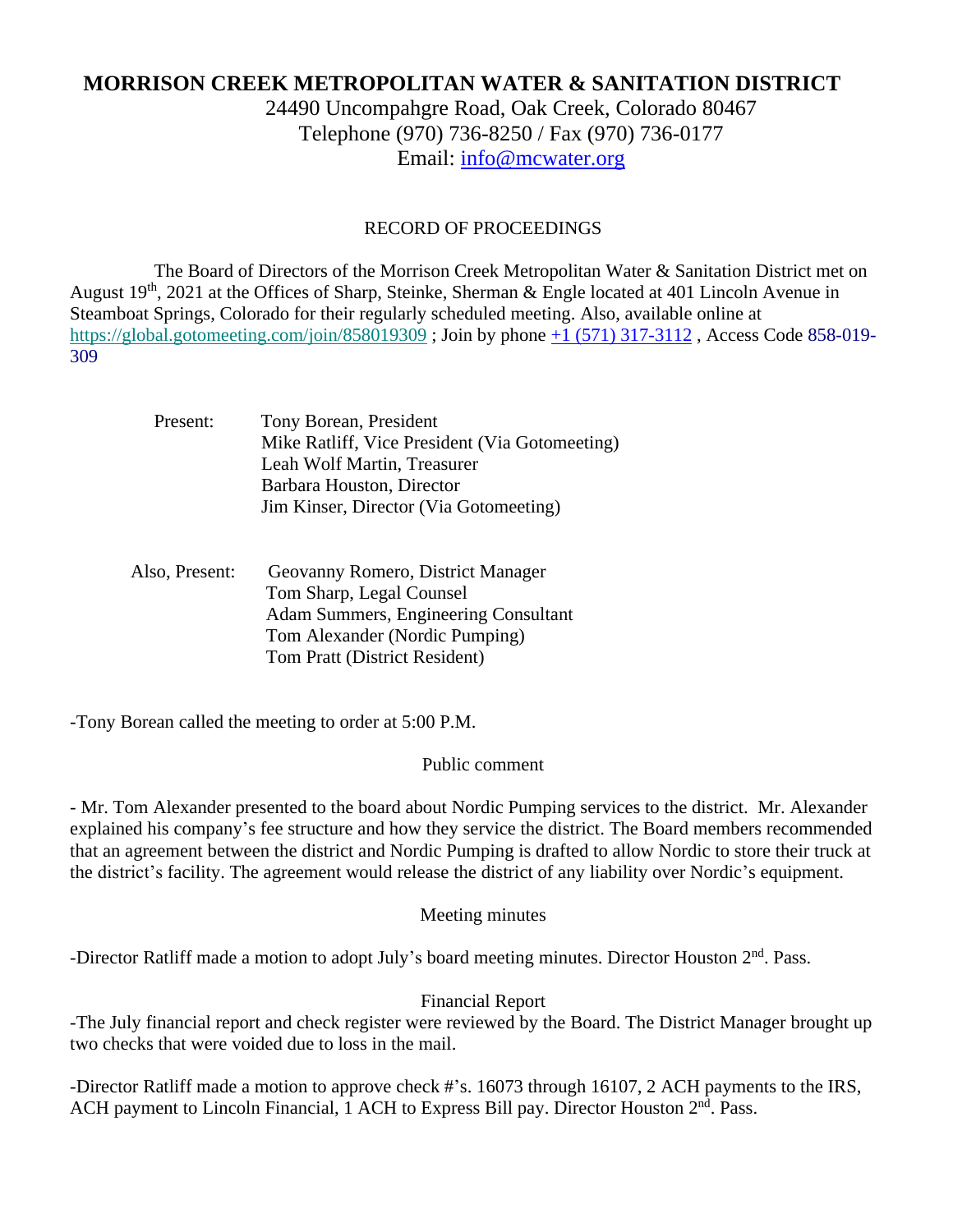# MORRISON CREEK METROPOLITAN WATER & SANITATION DISTRICT

24490 Uncompahgre Road, Oak Creek, Colorado 80467
Telephone (970) 736-8250 / Fax (970) 736-0177
Email: info@mcwater.org

RECORD OF PROCEEDINGS

The Board of Directors of the Morrison Creek Metropolitan Water & Sanitation District met on August 19th, 2021 at the Offices of Sharp, Steinke, Sherman & Engle located at 401 Lincoln Avenue in Steamboat Springs, Colorado for their regularly scheduled meeting. Also, available online at https://global.gotomeeting.com/join/858019309 ; Join by phone +1 (571) 317-3112 , Access Code 858-019-309

Present: Tony Borean, President
Mike Ratliff, Vice President (Via Gotomeeting)
Leah Wolf Martin, Treasurer
Barbara Houston, Director
Jim Kinser, Director (Via Gotomeeting)

Also, Present: Geovanny Romero, District Manager
Tom Sharp, Legal Counsel
Adam Summers, Engineering Consultant
Tom Alexander (Nordic Pumping)
Tom Pratt (District Resident)

-Tony Borean called the meeting to order at 5:00 P.M.

Public comment

- Mr. Tom Alexander presented to the board about Nordic Pumping services to the district. Mr. Alexander explained his company's fee structure and how they service the district. The Board members recommended that an agreement between the district and Nordic Pumping is drafted to allow Nordic to store their truck at the district's facility. The agreement would release the district of any liability over Nordic's equipment.

Meeting minutes

-Director Ratliff made a motion to adopt July's board meeting minutes. Director Houston 2nd. Pass.

Financial Report

-The July financial report and check register were reviewed by the Board. The District Manager brought up two checks that were voided due to loss in the mail.

-Director Ratliff made a motion to approve check #'s. 16073 through 16107, 2 ACH payments to the IRS, ACH payment to Lincoln Financial, 1 ACH to Express Bill pay. Director Houston 2nd. Pass.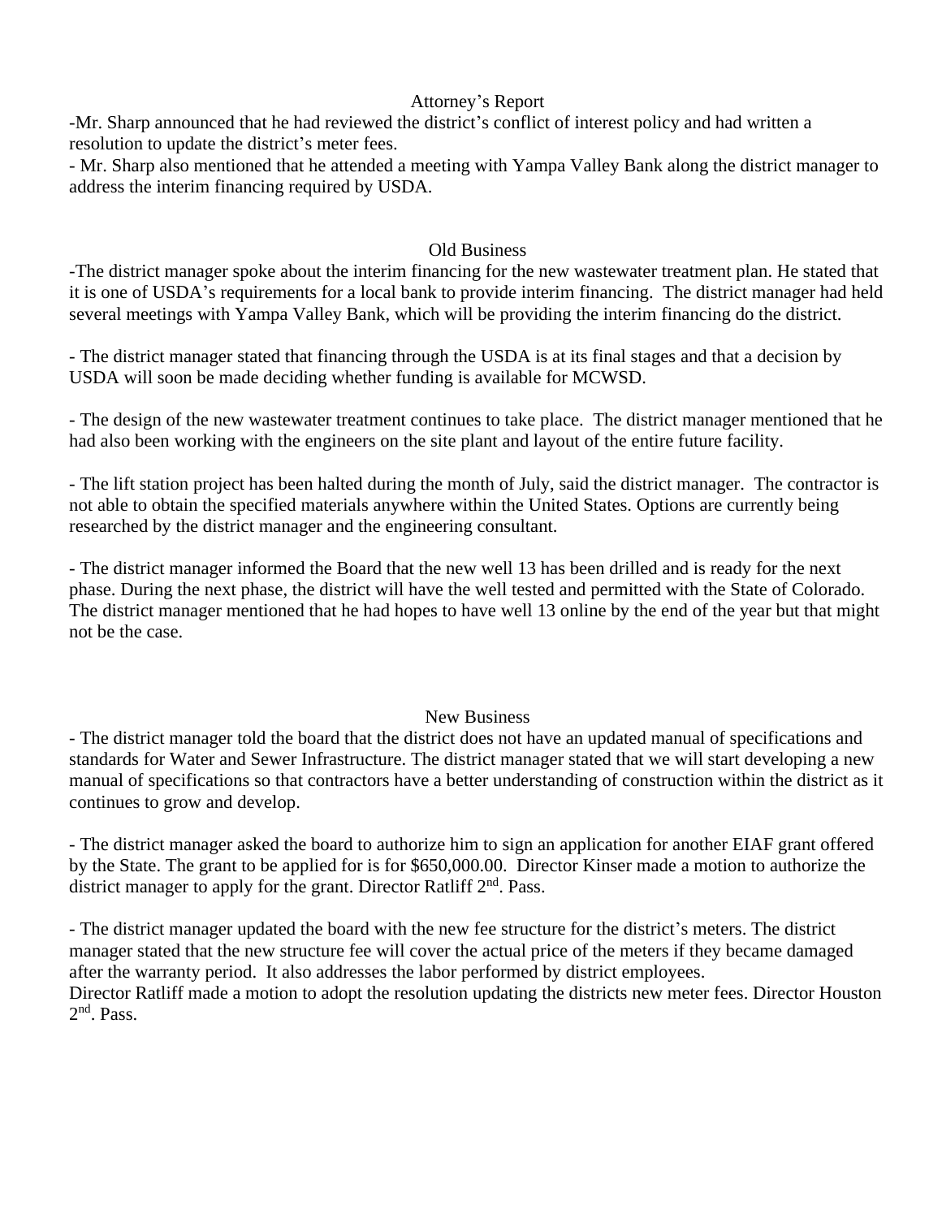## Attorney's Report

-Mr. Sharp announced that he had reviewed the district's conflict of interest policy and had written a resolution to update the district's meter fees.
- Mr. Sharp also mentioned that he attended a meeting with Yampa Valley Bank along the district manager to address the interim financing required by USDA.

## Old Business

-The district manager spoke about the interim financing for the new wastewater treatment plan. He stated that it is one of USDA's requirements for a local bank to provide interim financing. The district manager had held several meetings with Yampa Valley Bank, which will be providing the interim financing do the district.

- The district manager stated that financing through the USDA is at its final stages and that a decision by USDA will soon be made deciding whether funding is available for MCWSD.

- The design of the new wastewater treatment continues to take place. The district manager mentioned that he had also been working with the engineers on the site plant and layout of the entire future facility.

- The lift station project has been halted during the month of July, said the district manager. The contractor is not able to obtain the specified materials anywhere within the United States. Options are currently being researched by the district manager and the engineering consultant.

- The district manager informed the Board that the new well 13 has been drilled and is ready for the next phase. During the next phase, the district will have the well tested and permitted with the State of Colorado. The district manager mentioned that he had hopes to have well 13 online by the end of the year but that might not be the case.

## New Business

- The district manager told the board that the district does not have an updated manual of specifications and standards for Water and Sewer Infrastructure. The district manager stated that we will start developing a new manual of specifications so that contractors have a better understanding of construction within the district as it continues to grow and develop.

- The district manager asked the board to authorize him to sign an application for another EIAF grant offered by the State. The grant to be applied for is for $650,000.00. Director Kinser made a motion to authorize the district manager to apply for the grant. Director Ratliff 2nd. Pass.

- The district manager updated the board with the new fee structure for the district's meters. The district manager stated that the new structure fee will cover the actual price of the meters if they became damaged after the warranty period. It also addresses the labor performed by district employees.
Director Ratliff made a motion to adopt the resolution updating the districts new meter fees. Director Houston 2nd. Pass.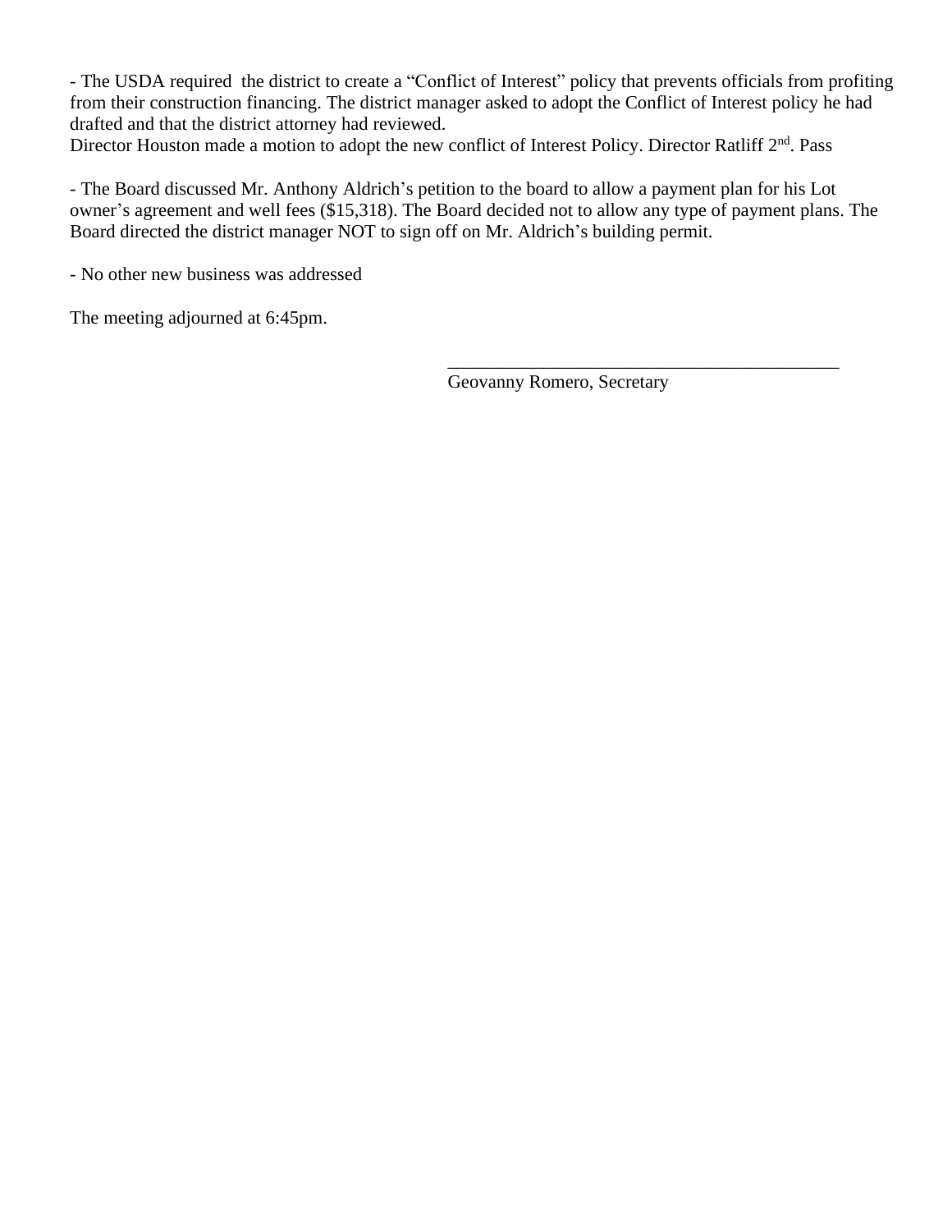- The USDA required  the district to create a "Conflict of Interest" policy that prevents officials from profiting from their construction financing. The district manager asked to adopt the Conflict of Interest policy he had drafted and that the district attorney had reviewed.
Director Houston made a motion to adopt the new conflict of Interest Policy. Director Ratliff 2nd. Pass

- The Board discussed Mr. Anthony Aldrich's petition to the board to allow a payment plan for his Lot owner's agreement and well fees ($15,318). The Board decided not to allow any type of payment plans. The Board directed the district manager NOT to sign off on Mr. Aldrich's building permit.

- No other new business was addressed

The meeting adjourned at 6:45pm.

_____________________________________________
Geovanny Romero, Secretary